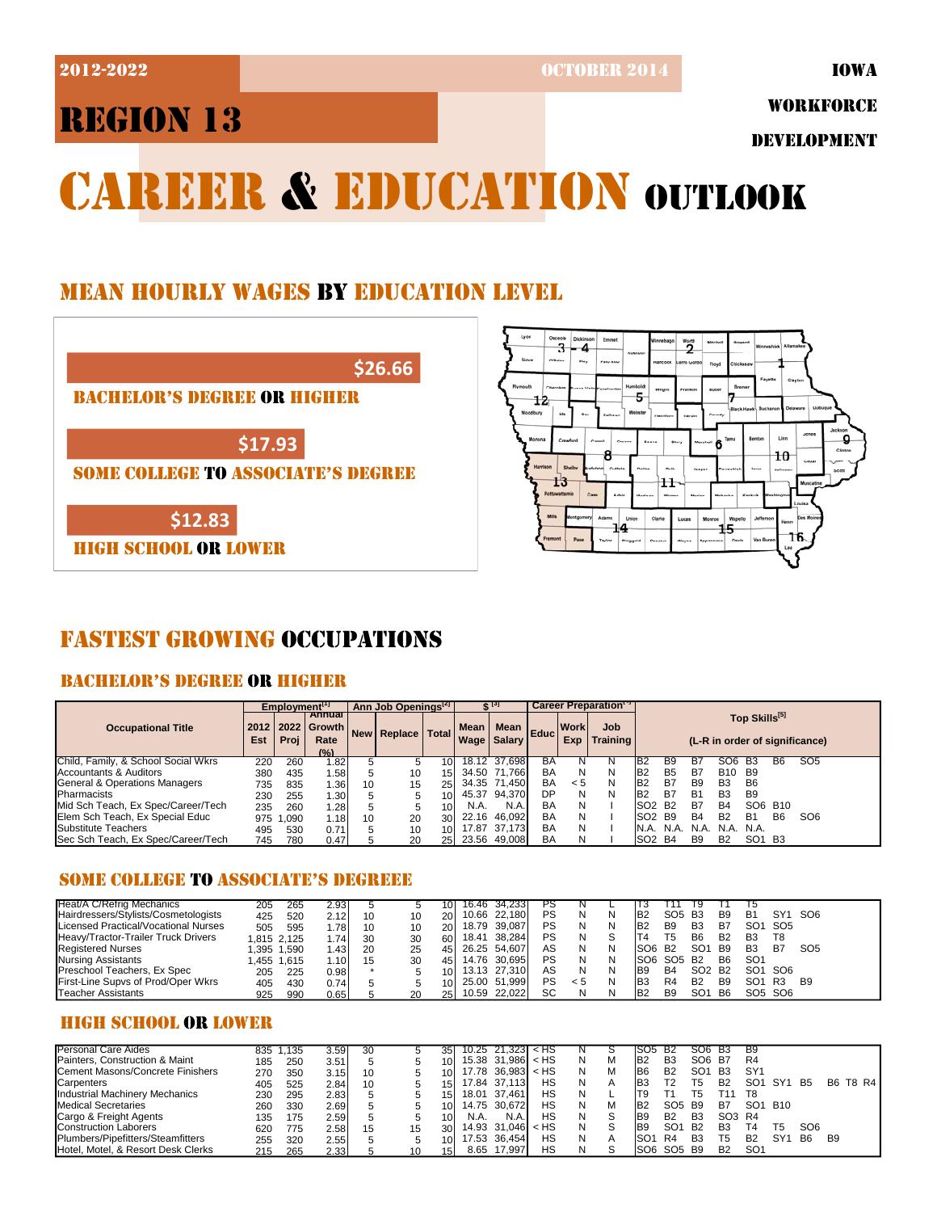2012-2022 | OCTOBER 2014 | IOWA WORKFORCE DEVELOPMENT

# REGION 13

# CAREER & EDUCATION OUTLOOK

## MEAN HOURLY WAGES BY EDUCATION LEVEL

**$26.66** — BACHELOR'S DEGREE OR HIGHER

**$17.93** — SOME COLLEGE TO ASSOCIATE'S DEGREE

**$12.83** — HIGH SCHOOL OR LOWER

## FASTEST GROWING OCCUPATIONS

### BACHELOR'S DEGREE OR HIGHER

| Occupational Title | Employment[1] 2012 Est | 2022 Proj | Annual Growth Rate (%) | Ann Job Openings[2] New | Replace | Total | $ [3] Mean Wage | Mean Salary | Career Preparation[4] Educ | Work Exp | Job Training | Top Skills[5] (L-R in order of significance) |
|---|---|---|---|---|---|---|---|---|---|---|---|---|
| Child, Family, & School Social Wkrs | 220 | 260 | 1.82 | 5 | 5 | 10 | 18.12 | 37,698 | BA | N | N | B2 B9 B7 SO6 B3 B6 SO5 |
| Accountants & Auditors | 380 | 435 | 1.58 | 5 | 10 | 15 | 34.50 | 71,766 | BA | N | N | B2 B5 B7 B10 B9 |
| General & Operations Managers | 735 | 835 | 1.36 | 10 | 15 | 25 | 34.35 | 71,450 | BA | < 5 | N | B2 B7 B9 B3 B6 |
| Pharmacists | 230 | 255 | 1.30 | 5 | 5 | 10 | 45.37 | 94,370 | DP | N | N | B2 B7 B1 B3 B9 |
| Mid Sch Teach, Ex Spec/Career/Tech | 235 | 260 | 1.28 | 5 | 5 | 10 | N.A. | N.A. | BA | N | I | SO2 B2 B7 B4 SO6 B10 |
| Elem Sch Teach, Ex Special Educ | 975 | 1,090 | 1.18 | 10 | 20 | 30 | 22.16 | 46,092 | BA | N | I | SO2 B9 B4 B2 B1 B6 SO6 |
| Substitute Teachers | 495 | 530 | 0.71 | 5 | 10 | 10 | 17.87 | 37,173 | BA | N | I | N.A. N.A. N.A. N.A. N.A. |
| Sec Sch Teach, Ex Special/Career/Tech | 745 | 780 | 0.47 | 5 | 20 | 25 | 23.56 | 49,008 | BA | N | I | SO2 B4 B9 B2 SO1 B3 |

### SOME COLLEGE TO ASSOCIATE'S DEGREEE

| Occupational Title | 2012 Est | 2022 Proj | Annual Growth Rate (%) | New | Replace | Total | Mean Wage | Mean Salary | Educ | Work Exp | Job Training | Top Skills |
|---|---|---|---|---|---|---|---|---|---|---|---|---|
| Heat/A C/Refrig Mechanics | 205 | 265 | 2.93 | 5 | 5 | 10 | 16.46 | 34,233 | PS | N | L | T3 T11 T9 T1 T5 |
| Hairdressers/Stylists/Cosmetologists | 425 | 520 | 2.12 | 10 | 10 | 20 | 10.66 | 22,180 | PS | N | N | B2 SO5 B3 B9 B1 SY1 SO6 |
| Licensed Practical/Vocational Nurses | 505 | 595 | 1.78 | 10 | 10 | 20 | 18.79 | 39,087 | PS | N | N | B2 B9 B3 B7 SO1 SO5 |
| Heavy/Tractor-Trailer Truck Drivers | 1,815 | 2,125 | 1.74 | 30 | 30 | 60 | 18.41 | 38,284 | PS | N | S | T4 T5 B6 B2 B3 T8 |
| Registered Nurses | 1,395 | 1,590 | 1.43 | 20 | 25 | 45 | 26.25 | 54,607 | AS | N | N | SO6 B2 SO1 B9 B3 B7 SO5 |
| Nursing Assistants | 1,455 | 1,615 | 1.10 | 15 | 30 | 45 | 14.76 | 30,695 | PS | N | N | SO6 SO5 B2 B6 SO1 |
| Preschool Teachers, Ex Spec | 205 | 225 | 0.98 | * | 5 | 10 | 13.13 | 27,310 | AS | N | N | B9 B4 SO2 B2 SO1 SO6 |
| First-Line Supvs of Prod/Oper Wkrs | 405 | 430 | 0.74 | 5 | 5 | 10 | 25.00 | 51,999 | PS | < 5 | N | B3 R4 B2 B9 SO1 R3 B9 |
| Teacher Assistants | 925 | 990 | 0.65 | 5 | 20 | 25 | 10.59 | 22,022 | SC | N | N | B2 B9 SO1 B6 SO5 SO6 |

### HIGH SCHOOL OR LOWER

| Occupational Title | 2012 Est | 2022 Proj | Annual Growth Rate (%) | New | Replace | Total | Mean Wage | Mean Salary | Educ | Work Exp | Job Training | Top Skills |
|---|---|---|---|---|---|---|---|---|---|---|---|---|
| Personal Care Aides | 835 | 1,135 | 3.59 | 30 | 5 | 35 | 10.25 | 21,323 | < HS | N | S | SO5 B2 SO6 B3 B9 |
| Painters, Construction & Maint | 185 | 250 | 3.51 | 5 | 5 | 10 | 15.38 | 31,986 | < HS | N | M | B2 B3 SO6 B7 R4 |
| Cement Masons/Concrete Finishers | 270 | 350 | 3.15 | 10 | 5 | 10 | 17.78 | 36,983 | < HS | N | M | B6 B2 SO1 B3 SY1 |
| Carpenters | 405 | 525 | 2.84 | 10 | 5 | 15 | 17.84 | 37,113 | HS | N | A | B3 T2 T5 B2 SO1 SY1 B5 B6 T8 R4 |
| Industrial Machinery Mechanics | 230 | 295 | 2.83 | 5 | 5 | 15 | 18.01 | 37,461 | HS | N | L | T9 T1 T5 T11 T8 |
| Medical Secretaries | 260 | 330 | 2.69 | 5 | 5 | 10 | 14.75 | 30,672 | HS | N | M | B2 SO5 B9 B7 SO1 B10 |
| Cargo & Freight Agents | 135 | 175 | 2.59 | 5 | 5 | 10 | N.A. | N.A. | HS | N | S | B9 B2 B3 SO3 R4 |
| Construction Laborers | 620 | 775 | 2.58 | 15 | 15 | 30 | 14.93 | 31,046 | < HS | N | S | B9 SO1 B2 B3 T4 T5 SO6 |
| Plumbers/Pipefitters/Steamfitters | 255 | 320 | 2.55 | 5 | 5 | 10 | 17.53 | 36,454 | HS | N | A | SO1 R4 B3 T5 B2 SY1 B6 B9 |
| Hotel, Motel, & Resort Desk Clerks | 215 | 265 | 2.33 | 5 | 10 | 15 | 8.65 | 17,997 | HS | N | S | SO6 SO5 B9 B2 SO1 |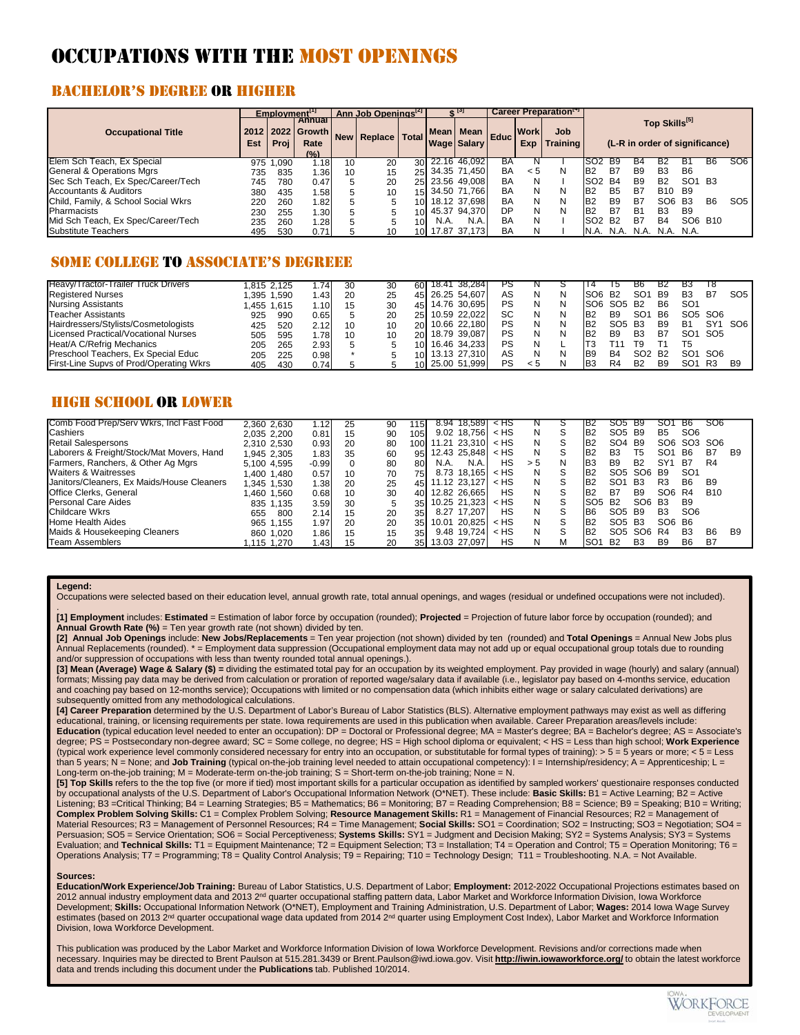# OCCUPATIONS WITH THE MOST OPENINGS

## BACHELOR'S DEGREE OR HIGHER

| Occupational Title | Employment[1] | | | Ann Job Openings[2] | | | $ [3] | | Career Preparation[4] | | | Top Skills[5] (L-R in order of significance) | | | | | | |
|---|---|---|---|---|---|---|---|---|---|---|---|---|---|---|---|---|---|---|
| | 2012 Est | 2022 Proj | Annual Growth Rate (%) | New | Replace | Total | Mean Wage | Mean Salary | Educ | Work Exp | Job Training | | | | | | | |
| Elem Sch Teach, Ex Special | 975 | 1,090 | 1.18 | 10 | 20 | 30 | 22.16 | 46,092 | BA | N | I | SO2 | B9 | B4 | B2 | B1 | B6 | SO6 |
| General & Operations Mgrs | 735 | 835 | 1.36 | 10 | 15 | 25 | 34.35 | 71,450 | BA | < 5 | N | B2 | B7 | B9 | B3 | B6 | | |
| Sec Sch Teach, Ex Spec/Career/Tech | 745 | 780 | 0.47 | 5 | 20 | 25 | 23.56 | 49,008 | BA | N | I | SO2 | B4 | B9 | B2 | SO1 | B3 | |
| Accountants & Auditors | 380 | 435 | 1.58 | 5 | 10 | 15 | 34.50 | 71,766 | BA | N | N | B2 | B5 | B7 | B10 | B9 | | |
| Child, Family, & School Social Wkrs | 220 | 260 | 1.82 | 5 | 5 | 10 | 18.12 | 37,698 | BA | N | N | B2 | B9 | B7 | SO6 | B3 | B6 | SO5 |
| Pharmacists | 230 | 255 | 1.30 | 5 | 5 | 10 | 45.37 | 94,370 | DP | N | N | B2 | B7 | B1 | B3 | B9 | | |
| Mid Sch Teach, Ex Spec/Career/Tech | 235 | 260 | 1.28 | 5 | 5 | 10 | N.A. | N.A. | BA | N | I | SO2 | B2 | B7 | B4 | SO6 | B10 | |
| Substitute Teachers | 495 | 530 | 0.71 | 5 | 10 | 10 | 17.87 | 37,173 | BA | N | I | N.A. | N.A. | N.A. | N.A. | N.A. | | |

## SOME COLLEGE TO ASSOCIATE'S DEGREEE

| Occupational Title | 2012 Est | 2022 Proj | Annual Growth Rate (%) | New | Replace | Total | Mean Wage | Mean Salary | Educ | Work Exp | Job Training | Top Skills | | | | | | |
|---|---|---|---|---|---|---|---|---|---|---|---|---|---|---|---|---|---|---|
| Heavy/Tractor-Trailer Truck Drivers | 1,815 | 2,125 | 1.74 | 30 | 30 | 60 | 18.41 | 38,284 | PS | N | S | T4 | T5 | B6 | B2 | B3 | T8 | |
| Registered Nurses | 1,395 | 1,590 | 1.43 | 20 | 25 | 45 | 26.25 | 54,607 | AS | N | N | SO6 | B2 | SO1 | B9 | B3 | B7 | SO5 |
| Nursing Assistants | 1,455 | 1,615 | 1.10 | 15 | 30 | 45 | 14.76 | 30,695 | PS | N | N | SO6 | SO5 | B2 | B6 | SO1 | | |
| Teacher Assistants | 925 | 990 | 0.65 | 5 | 20 | 25 | 10.59 | 22,022 | SC | N | N | B2 | B9 | SO1 | B6 | SO5 | SO6 | |
| Hairdressers/Stylists/Cosmetologists | 425 | 520 | 2.12 | 10 | 10 | 20 | 10.66 | 22,180 | PS | N | N | B2 | SO5 | B3 | B9 | B1 | SY1 | SO6 |
| Licensed Practical/Vocational Nurses | 505 | 595 | 1.78 | 10 | 10 | 20 | 18.79 | 39,087 | PS | N | N | B2 | B9 | B3 | B7 | SO1 | SO5 | |
| Heat/A C/Refrig Mechanics | 205 | 265 | 2.93 | 5 | 5 | 10 | 16.46 | 34,233 | PS | N | L | T3 | T11 | T9 | T1 | T5 | | |
| Preschool Teachers, Ex Special Educ | 205 | 225 | 0.98 | * | 5 | 10 | 13.13 | 27,310 | AS | N | N | B9 | B4 | SO2 | B2 | SO1 | SO6 | |
| First-Line Supvs of Prod/Operating Wkrs | 405 | 430 | 0.74 | 5 | 5 | 10 | 25.00 | 51,999 | PS | < 5 | N | B3 | R4 | B2 | B9 | SO1 | R3 | B9 |

## HIGH SCHOOL OR LOWER

| Occupational Title | 2012 Est | 2022 Proj | Annual Growth Rate (%) | New | Replace | Total | Mean Wage | Mean Salary | Educ | Work Exp | Job Training | Top Skills | | | | | | |
|---|---|---|---|---|---|---|---|---|---|---|---|---|---|---|---|---|---|---|
| Comb Food Prep/Serv Wkrs, Incl Fast Food | 2,360 | 2,630 | 1.12 | 25 | 90 | 115 | 8.94 | 18,589 | < HS | N | S | B2 | SO5 | B9 | SO1 | B6 | SO6 | |
| Cashiers | 2,035 | 2,200 | 0.81 | 15 | 90 | 105 | 9.02 | 18,756 | < HS | N | S | B2 | SO5 | B9 | B5 | SO6 | | |
| Retail Salespersons | 2,310 | 2,530 | 0.93 | 20 | 80 | 100 | 11.21 | 23,310 | < HS | N | S | B2 | SO4 | B9 | SO6 | SO3 | SO6 | |
| Laborers & Freight/Stock/Mat Movers, Hand | 1,945 | 2,305 | 1.83 | 35 | 60 | 95 | 12.43 | 25,848 | < HS | N | S | B2 | B3 | T5 | SO1 | B6 | B7 | B9 |
| Farmers, Ranchers, & Other Ag Mgrs | 5,100 | 4,595 | -0.99 | 0 | 80 | 80 | N.A. | N.A. | HS | > 5 | N | B3 | B9 | B2 | SY1 | B7 | R4 | |
| Waiters & Waitresses | 1,400 | 1,480 | 0.57 | 10 | 70 | 75 | 8.73 | 18,165 | < HS | N | S | B2 | SO5 | SO6 | B9 | SO1 | | |
| Janitors/Cleaners, Ex Maids/House Cleaners | 1,345 | 1,530 | 1.38 | 20 | 25 | 45 | 11.12 | 23,127 | < HS | N | S | B2 | SO1 | B3 | R3 | B6 | B9 | |
| Office Clerks, General | 1,460 | 1,560 | 0.68 | 10 | 30 | 40 | 12.82 | 26,665 | HS | N | S | B2 | B7 | B9 | SO6 | R4 | B10 | |
| Personal Care Aides | 835 | 1,135 | 3.59 | 30 | 5 | 35 | 10.25 | 21,323 | < HS | N | S | SO5 | B2 | SO6 | B3 | B9 | | |
| Childcare Wkrs | 655 | 800 | 2.14 | 15 | 20 | 35 | 8.27 | 17,207 | HS | N | S | B6 | SO5 | B9 | B3 | SO6 | | |
| Home Health Aides | 965 | 1,155 | 1.97 | 20 | 20 | 35 | 10.01 | 20,825 | < HS | N | S | B2 | SO5 | B3 | SO6 | B6 | | |
| Maids & Housekeeping Cleaners | 860 | 1,020 | 1.86 | 15 | 15 | 35 | 9.48 | 19,724 | < HS | N | S | B2 | SO5 | SO6 | R4 | B3 | B6 | B9 |
| Team Assemblers | 1,115 | 1,270 | 1.43 | 15 | 20 | 35 | 13.03 | 27,097 | HS | N | M | SO1 | B2 | B3 | B9 | B6 | B7 | |

**Legend:**

Occupations were selected based on their education level, annual growth rate, total annual openings, and wages (residual or undefined occupations were not included).

**[1] Employment** includes: **Estimated** = Estimation of labor force by occupation (rounded); **Projected** = Projection of future labor force by occupation (rounded); and **Annual Growth Rate (%)** = Ten year growth rate (not shown) divided by ten.

**[2] Annual Job Openings** include: **New Jobs/Replacements** = Ten year projection (not shown) divided by ten (rounded) and **Total Openings** = Annual New Jobs plus Annual Replacements (rounded). * = Employment data suppression (Occupational employment data may not add up or equal occupational group totals due to rounding and/or suppression of occupations with less than twenty rounded total annual openings.).

**[3] Mean (Average) Wage & Salary ($)** = dividing the estimated total pay for an occupation by its weighted employment. Pay provided in wage (hourly) and salary (annual) formats; Missing pay data may be derived from calculation or proration of reported wage/salary data if available (i.e., legislator pay based on 4-months service, education and coaching pay based on 12-months service); Occupations with limited or no compensation data (which inhibits either wage or salary calculated derivations) are subsequently omitted from any methodological calculations.

**[4] Career Preparation** determined by the U.S. Department of Labor's Bureau of Labor Statistics (BLS). Alternative employment pathways may exist as well as differing educational, training, or licensing requirements per state. Iowa requirements are used in this publication when available. Career Preparation areas/levels include: **Education** (typical education level needed to enter an occupation): DP = Doctoral or Professional degree; MA = Master's degree; BA = Bachelor's degree; AS = Associate's degree; PS = Postsecondary non-degree award; SC = Some college, no degree; HS = High school diploma or equivalent; < HS = Less than high school; **Work Experience** (typical work experience level commonly considered necessary for entry into an occupation, or substitutable for formal types of training): > 5 = 5 years or more; < 5 = Less than 5 years; N = None; and **Job Training** (typical on-the-job training level needed to attain occupational competency): I = Internship/residency; A = Apprenticeship; L = Long-term on-the-job training; M = Moderate-term on-the-job training; S = Short-term on-the-job training; None = N.

**[5] Top Skills** refers to the the top five (or more if tied) most important skills for a particular occupation as identified by sampled workers' questionaire responses conducted by occupational analysts of the U.S. Department of Labor's Occupational Information Network (O*NET). These include: **Basic Skills:** B1 = Active Learning; B2 = Active Listening; B3 =Critical Thinking; B4 = Learning Strategies; B5 = Mathematics; B6 = Monitoring; B7 = Reading Comprehension; B8 = Science; B9 = Speaking; B10 = Writing; **Complex Problem Solving Skills:** C1 = Complex Problem Solving; **Resource Management Skills:** R1 = Management of Financial Resources; R2 = Management of Material Resources; R3 = Management of Personnel Resources; R4 = Time Management; **Social Skills:** SO1 = Coordination; SO2 = Instructing; SO3 = Negotiation; SO4 = Persuasion; SO5 = Service Orientation; SO6 = Social Perceptiveness; **Systems Skills:** SY1 = Judgment and Decision Making; SY2 = Systems Analysis; SY3 = Systems Evaluation; and **Technical Skills:** T1 = Equipment Maintenance; T2 = Equipment Selection; T3 = Installation; T4 = Operation and Control; T5 = Operation Monitoring; T6 = Operations Analysis; T7 = Programming; T8 = Quality Control Analysis; T9 = Repairing; T10 = Technology Design; T11 = Troubleshooting. N.A. = Not Available.

**Sources:**

**Education/Work Experience/Job Training:** Bureau of Labor Statistics, U.S. Department of Labor; **Employment:** 2012-2022 Occupational Projections estimates based on 2012 annual industry employment data and 2013 2nd quarter occupational staffing pattern data, Labor Market and Workforce Information Division, Iowa Workforce Development; **Skills:** Occupational Information Network (O*NET), Employment and Training Administration, U.S. Department of Labor; **Wages:** 2014 Iowa Wage Survey estimates (based on 2013 2nd quarter occupational wage data updated from 2014 2nd quarter using Employment Cost Index), Labor Market and Workforce Information Division, Iowa Workforce Development.

This publication was produced by the Labor Market and Workforce Information Division of Iowa Workforce Development. Revisions and/or corrections made when necessary. Inquiries may be directed to Brent Paulson at 515.281.3439 or Brent.Paulson@iwd.iowa.gov. Visit **http://iwin.iowaworkforce.org/** to obtain the latest workforce data and trends including this document under the **Publications** tab. Published 10/2014.

IOWA WORKFORCE DEVELOPMENT